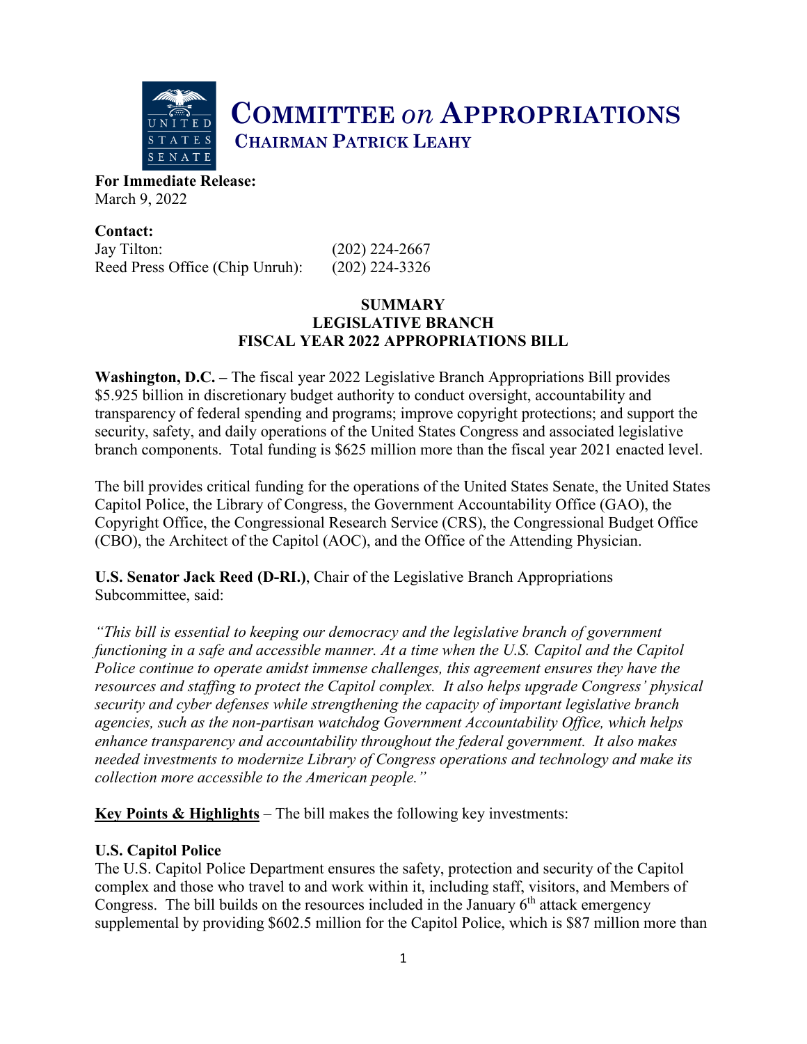# COMMITTEE *on* APPROPRIATIONS

## CHAIRMAN PATRICK LEAHY

**For Immediate Release:**
March 9, 2022

**Contact:**
Jay Tilton: (202) 224-2667
Reed Press Office (Chip Unruh): (202) 224-3326

**SUMMARY**
**LEGISLATIVE BRANCH**
**FISCAL YEAR 2022 APPROPRIATIONS BILL**

**Washington, D.C. –** The fiscal year 2022 Legislative Branch Appropriations Bill provides $5.925 billion in discretionary budget authority to conduct oversight, accountability and transparency of federal spending and programs; improve copyright protections; and support the security, safety, and daily operations of the United States Congress and associated legislative branch components. Total funding is $625 million more than the fiscal year 2021 enacted level.

The bill provides critical funding for the operations of the United States Senate, the United States Capitol Police, the Library of Congress, the Government Accountability Office (GAO), the Copyright Office, the Congressional Research Service (CRS), the Congressional Budget Office (CBO), the Architect of the Capitol (AOC), and the Office of the Attending Physician.

**U.S. Senator Jack Reed (D-RI.)**, Chair of the Legislative Branch Appropriations Subcommittee, said:

*"This bill is essential to keeping our democracy and the legislative branch of government functioning in a safe and accessible manner. At a time when the U.S. Capitol and the Capitol Police continue to operate amidst immense challenges, this agreement ensures they have the resources and staffing to protect the Capitol complex. It also helps upgrade Congress' physical security and cyber defenses while strengthening the capacity of important legislative branch agencies, such as the non-partisan watchdog Government Accountability Office, which helps enhance transparency and accountability throughout the federal government. It also makes needed investments to modernize Library of Congress operations and technology and make its collection more accessible to the American people."*

<u>**Key Points & Highlights**</u> – The bill makes the following key investments:

**U.S. Capitol Police**
The U.S. Capitol Police Department ensures the safety, protection and security of the Capitol complex and those who travel to and work within it, including staff, visitors, and Members of Congress. The bill builds on the resources included in the January 6th attack emergency supplemental by providing $602.5 million for the Capitol Police, which is $87 million more than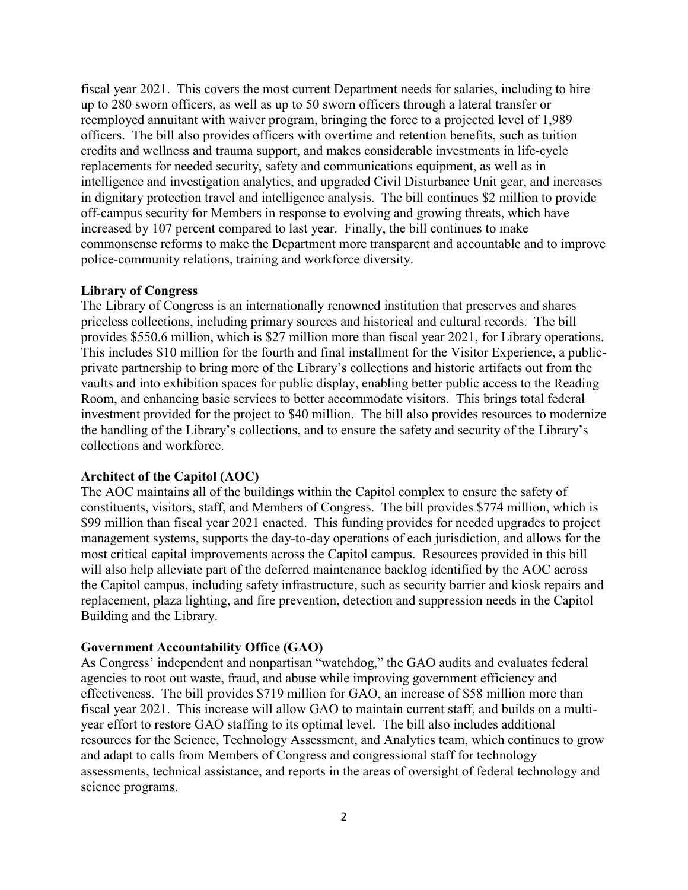fiscal year 2021. This covers the most current Department needs for salaries, including to hire up to 280 sworn officers, as well as up to 50 sworn officers through a lateral transfer or reemployed annuitant with waiver program, bringing the force to a projected level of 1,989 officers. The bill also provides officers with overtime and retention benefits, such as tuition credits and wellness and trauma support, and makes considerable investments in life-cycle replacements for needed security, safety and communications equipment, as well as in intelligence and investigation analytics, and upgraded Civil Disturbance Unit gear, and increases in dignitary protection travel and intelligence analysis. The bill continues $2 million to provide off-campus security for Members in response to evolving and growing threats, which have increased by 107 percent compared to last year. Finally, the bill continues to make commonsense reforms to make the Department more transparent and accountable and to improve police-community relations, training and workforce diversity.

**Library of Congress**

The Library of Congress is an internationally renowned institution that preserves and shares priceless collections, including primary sources and historical and cultural records. The bill provides $550.6 million, which is $27 million more than fiscal year 2021, for Library operations. This includes $10 million for the fourth and final installment for the Visitor Experience, a public-private partnership to bring more of the Library's collections and historic artifacts out from the vaults and into exhibition spaces for public display, enabling better public access to the Reading Room, and enhancing basic services to better accommodate visitors. This brings total federal investment provided for the project to $40 million. The bill also provides resources to modernize the handling of the Library's collections, and to ensure the safety and security of the Library's collections and workforce.

**Architect of the Capitol (AOC)**

The AOC maintains all of the buildings within the Capitol complex to ensure the safety of constituents, visitors, staff, and Members of Congress. The bill provides $774 million, which is $99 million than fiscal year 2021 enacted. This funding provides for needed upgrades to project management systems, supports the day-to-day operations of each jurisdiction, and allows for the most critical capital improvements across the Capitol campus. Resources provided in this bill will also help alleviate part of the deferred maintenance backlog identified by the AOC across the Capitol campus, including safety infrastructure, such as security barrier and kiosk repairs and replacement, plaza lighting, and fire prevention, detection and suppression needs in the Capitol Building and the Library.

**Government Accountability Office (GAO)**

As Congress' independent and nonpartisan "watchdog," the GAO audits and evaluates federal agencies to root out waste, fraud, and abuse while improving government efficiency and effectiveness. The bill provides $719 million for GAO, an increase of $58 million more than fiscal year 2021. This increase will allow GAO to maintain current staff, and builds on a multi-year effort to restore GAO staffing to its optimal level. The bill also includes additional resources for the Science, Technology Assessment, and Analytics team, which continues to grow and adapt to calls from Members of Congress and congressional staff for technology assessments, technical assistance, and reports in the areas of oversight of federal technology and science programs.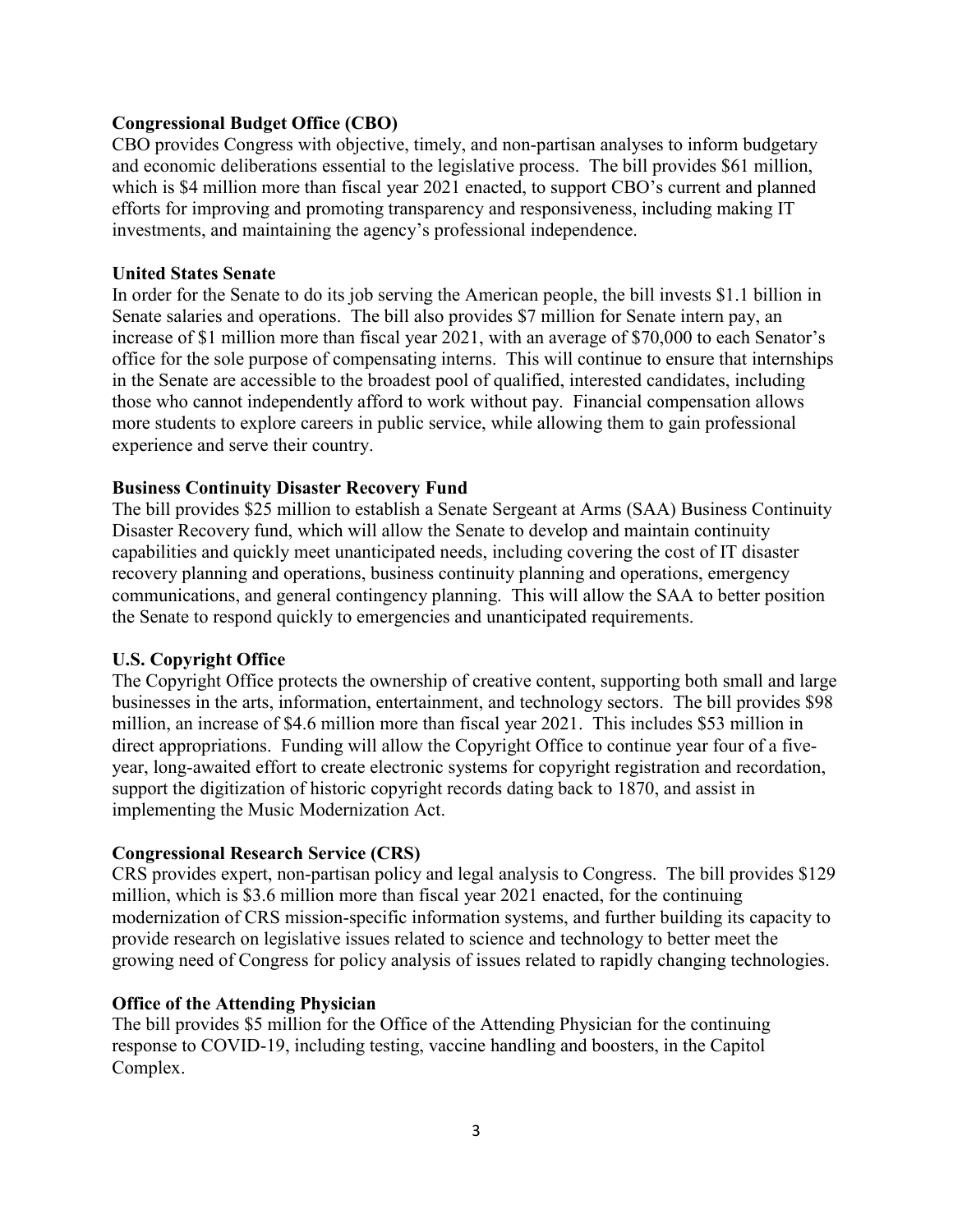**Congressional Budget Office (CBO)**

CBO provides Congress with objective, timely, and non-partisan analyses to inform budgetary and economic deliberations essential to the legislative process. The bill provides $61 million, which is $4 million more than fiscal year 2021 enacted, to support CBO's current and planned efforts for improving and promoting transparency and responsiveness, including making IT investments, and maintaining the agency's professional independence.

**United States Senate**

In order for the Senate to do its job serving the American people, the bill invests $1.1 billion in Senate salaries and operations. The bill also provides $7 million for Senate intern pay, an increase of $1 million more than fiscal year 2021, with an average of $70,000 to each Senator's office for the sole purpose of compensating interns. This will continue to ensure that internships in the Senate are accessible to the broadest pool of qualified, interested candidates, including those who cannot independently afford to work without pay. Financial compensation allows more students to explore careers in public service, while allowing them to gain professional experience and serve their country.

**Business Continuity Disaster Recovery Fund**

The bill provides $25 million to establish a Senate Sergeant at Arms (SAA) Business Continuity Disaster Recovery fund, which will allow the Senate to develop and maintain continuity capabilities and quickly meet unanticipated needs, including covering the cost of IT disaster recovery planning and operations, business continuity planning and operations, emergency communications, and general contingency planning. This will allow the SAA to better position the Senate to respond quickly to emergencies and unanticipated requirements.

**U.S. Copyright Office**

The Copyright Office protects the ownership of creative content, supporting both small and large businesses in the arts, information, entertainment, and technology sectors. The bill provides $98 million, an increase of $4.6 million more than fiscal year 2021. This includes $53 million in direct appropriations. Funding will allow the Copyright Office to continue year four of a five-year, long-awaited effort to create electronic systems for copyright registration and recordation, support the digitization of historic copyright records dating back to 1870, and assist in implementing the Music Modernization Act.

**Congressional Research Service (CRS)**

CRS provides expert, non-partisan policy and legal analysis to Congress. The bill provides $129 million, which is $3.6 million more than fiscal year 2021 enacted, for the continuing modernization of CRS mission-specific information systems, and further building its capacity to provide research on legislative issues related to science and technology to better meet the growing need of Congress for policy analysis of issues related to rapidly changing technologies.

**Office of the Attending Physician**

The bill provides $5 million for the Office of the Attending Physician for the continuing response to COVID-19, including testing, vaccine handling and boosters, in the Capitol Complex.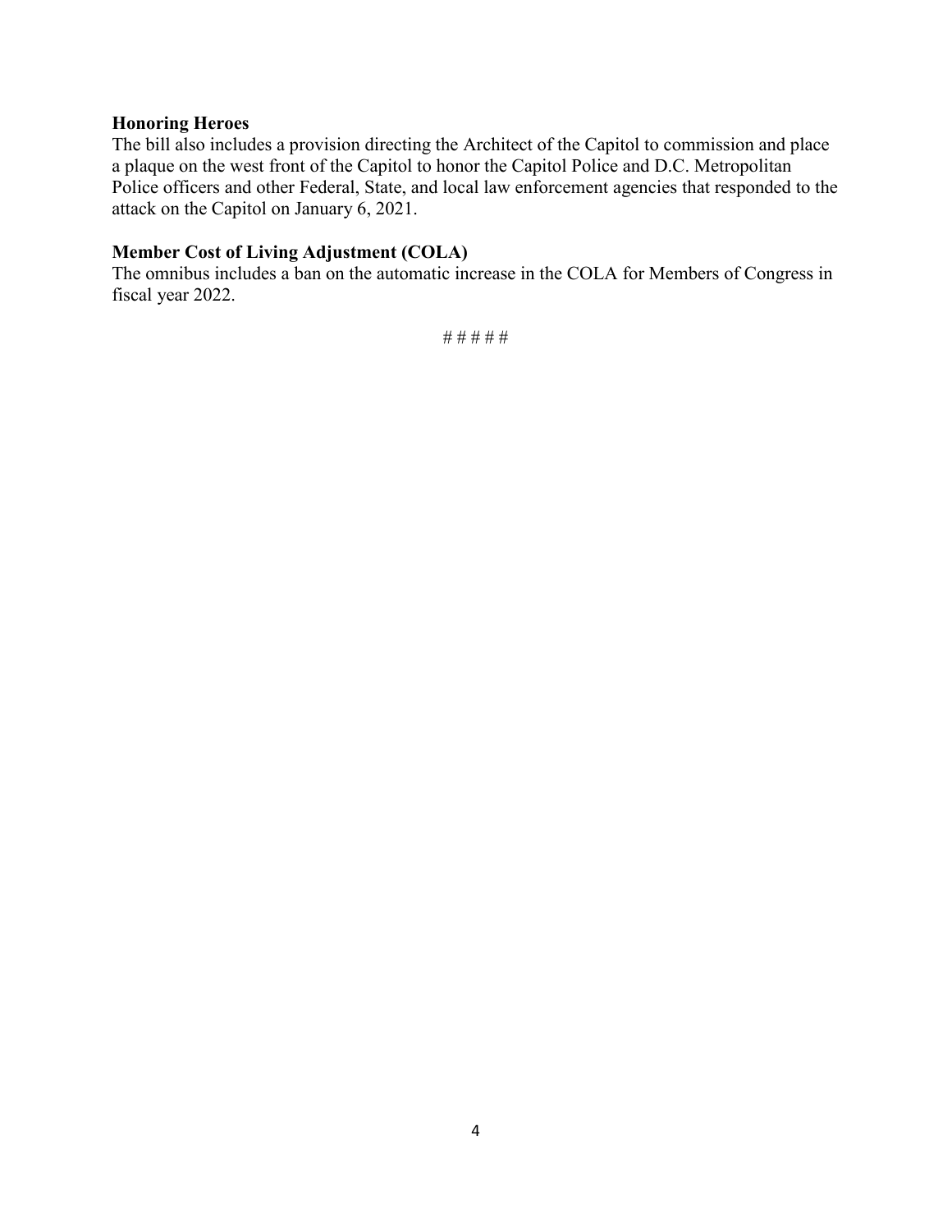**Honoring Heroes**

The bill also includes a provision directing the Architect of the Capitol to commission and place a plaque on the west front of the Capitol to honor the Capitol Police and D.C. Metropolitan Police officers and other Federal, State, and local law enforcement agencies that responded to the attack on the Capitol on January 6, 2021.

**Member Cost of Living Adjustment (COLA)**

The omnibus includes a ban on the automatic increase in the COLA for Members of Congress in fiscal year 2022.

# # # # #